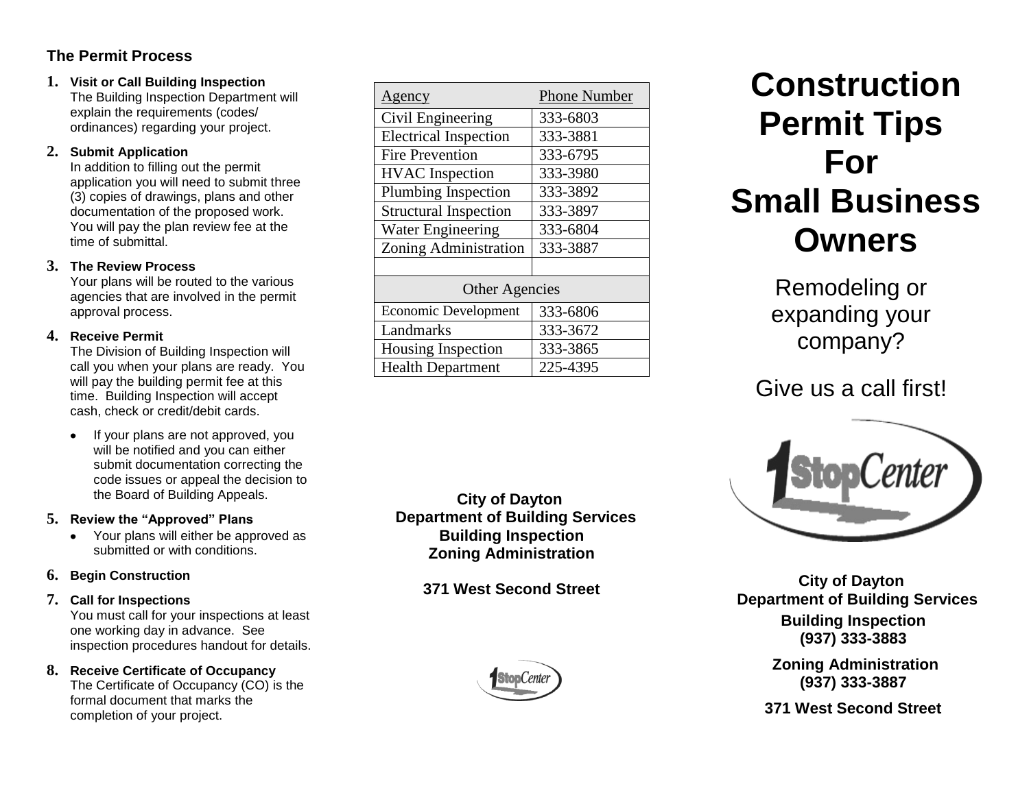## The Permit Process

1. **Visit or Call Building Inspection**
   The Building Inspection Department will explain the requirements (codes/ ordinances) regarding your project.

2. **Submit Application**
   In addition to filling out the permit application you will need to submit three (3) copies of drawings, plans and other documentation of the proposed work. You will pay the plan review fee at the time of submittal.

3. **The Review Process**
   Your plans will be routed to the various agencies that are involved in the permit approval process.

4. **Receive Permit**
   The Division of Building Inspection will call you when your plans are ready. You will pay the building permit fee at this time. Building Inspection will accept cash, check or credit/debit cards.

   - If your plans are not approved, you will be notified and you can either submit documentation correcting the code issues or appeal the decision to the Board of Building Appeals.

5. **Review the "Approved" Plans**
   - Your plans will either be approved as submitted or with conditions.

6. **Begin Construction**

7. **Call for Inspections**
   You must call for your inspections at least one working day in advance. See inspection procedures handout for details.

8. **Receive Certificate of Occupancy**
   The Certificate of Occupancy (CO) is the formal document that marks the completion of your project.

| Agency | Phone Number |
|---|---|
| Civil Engineering | 333-6803 |
| Electrical Inspection | 333-3881 |
| Fire Prevention | 333-6795 |
| HVAC Inspection | 333-3980 |
| Plumbing Inspection | 333-3892 |
| Structural Inspection | 333-3897 |
| Water Engineering | 333-6804 |
| Zoning Administration | 333-3887 |
| | |
| Other Agencies | |
| Economic Development | 333-6806 |
| Landmarks | 333-3672 |
| Housing Inspection | 333-3865 |
| Health Department | 225-4395 |

**City of Dayton**
**Department of Building Services**
**Building Inspection**
**Zoning Administration**

**371 West Second Street**

# Construction Permit Tips For Small Business Owners

Remodeling or expanding your company?

Give us a call first!

**City of Dayton**
**Department of Building Services**

**Building Inspection**
**(937) 333-3883**

**Zoning Administration**
**(937) 333-3887**

**371 West Second Street**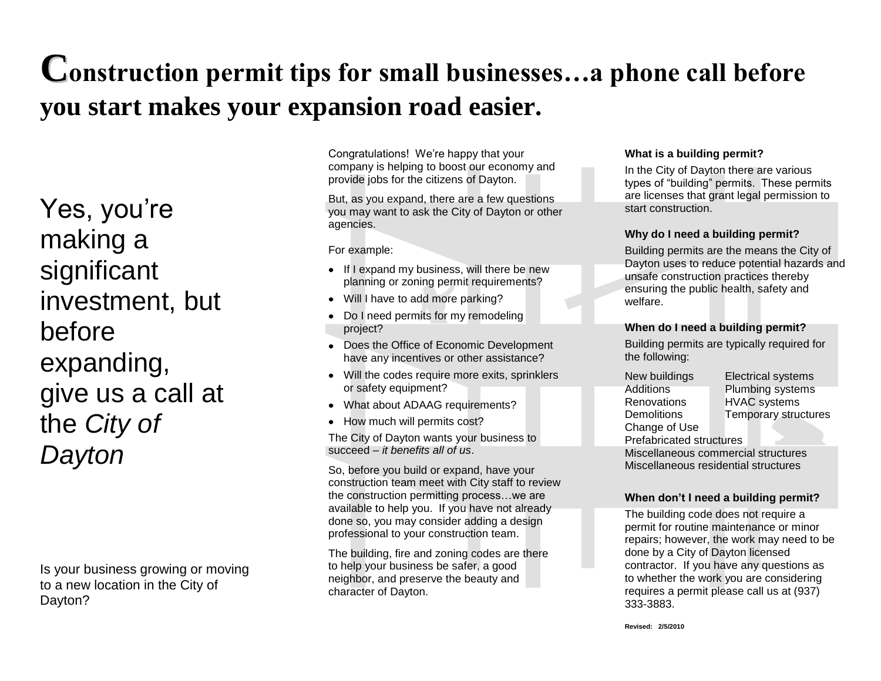# Construction permit tips for small businesses…a phone call before you start makes your expansion road easier.

Yes, you're making a significant investment, but before expanding, give us a call at the *City of Dayton*

Is your business growing or moving to a new location in the City of Dayton?

Congratulations! We're happy that your company is helping to boost our economy and provide jobs for the citizens of Dayton.

But, as you expand, there are a few questions you may want to ask the City of Dayton or other agencies.

For example:

- If I expand my business, will there be new planning or zoning permit requirements?
- Will I have to add more parking?
- Do I need permits for my remodeling project?
- Does the Office of Economic Development have any incentives or other assistance?
- Will the codes require more exits, sprinklers or safety equipment?
- What about ADAAG requirements?
- How much will permits cost?

The City of Dayton wants your business to succeed – *it benefits all of us*.

So, before you build or expand, have your construction team meet with City staff to review the construction permitting process…we are available to help you. If you have not already done so, you may consider adding a design professional to your construction team.

The building, fire and zoning codes are there to help your business be safer, a good neighbor, and preserve the beauty and character of Dayton.

**What is a building permit?**

In the City of Dayton there are various types of "building" permits. These permits are licenses that grant legal permission to start construction.

**Why do I need a building permit?**

Building permits are the means the City of Dayton uses to reduce potential hazards and unsafe construction practices thereby ensuring the public health, safety and welfare.

**When do I need a building permit?**

Building permits are typically required for the following:

| | |
|---|---|
| New buildings | Electrical systems |
| Additions | Plumbing systems |
| Renovations | HVAC systems |
| Demolitions | Temporary structures |

Change of Use
Prefabricated structures
Miscellaneous commercial structures
Miscellaneous residential structures

**When don't I need a building permit?**

The building code does not require a permit for routine maintenance or minor repairs; however, the work may need to be done by a City of Dayton licensed contractor. If you have any questions as to whether the work you are considering requires a permit please call us at (937) 333-3883.

**Revised: 2/5/2010**